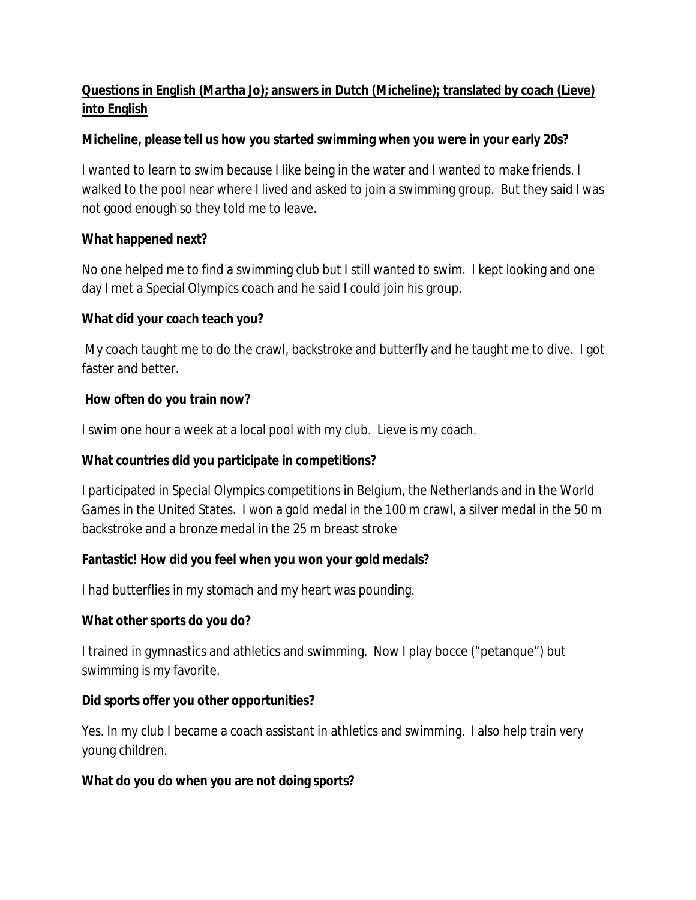**Questions in English (Martha Jo); answers in Dutch (Micheline); translated by coach (Lieve) into English**

**Micheline, please tell us how you started swimming when you were in your early 20s?**

I wanted to learn to swim because I like being in the water and I wanted to make friends. I walked to the pool near where I lived and asked to join a swimming group. But they said I was not good enough so they told me to leave.

**What happened next?**

No one helped me to find a swimming club but I still wanted to swim. I kept looking and one day I met a Special Olympics coach and he said I could join his group.

**What did your coach teach you?**

My coach taught me to do the crawl, backstroke and butterfly and he taught me to dive. I got faster and better.

**How often do you train now?**

I swim one hour a week at a local pool with my club. Lieve is my coach.

**What countries did you participate in competitions?**

I participated in Special Olympics competitions in Belgium, the Netherlands and in the World Games in the United States. I won a gold medal in the 100 m crawl, a silver medal in the 50 m backstroke and a bronze medal in the 25 m breast stroke

**Fantastic! How did you feel when you won your gold medals?**

I had butterflies in my stomach and my heart was pounding.

**What other sports do you do?**

I trained in gymnastics and athletics and swimming. Now I play bocce ("petanque") but swimming is my favorite.

**Did sports offer you other opportunities?**

Yes. In my club I became a coach assistant in athletics and swimming. I also help train very young children.

**What do you do when you are not doing sports?**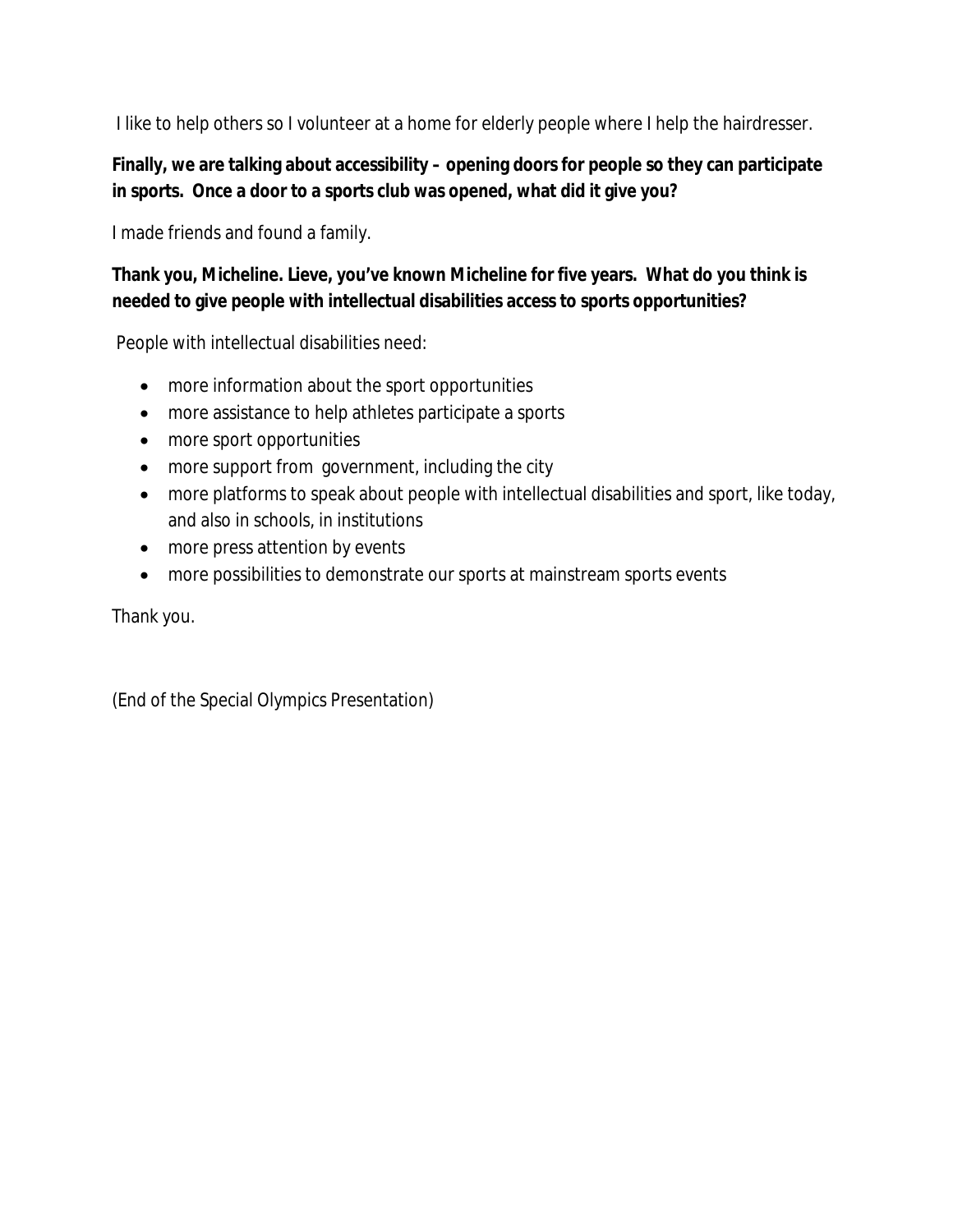I like to help others so I volunteer at a home for elderly people where I help the hairdresser.

**Finally, we are talking about accessibility – opening doors for people so they can participate in sports. Once a door to a sports club was opened, what did it give you?**

I made friends and found a family.

**Thank you, Micheline. Lieve, you've known Micheline for five years. What do you think is needed to give people with intellectual disabilities access to sports opportunities?**

People with intellectual disabilities need:

- more information about the sport opportunities
- more assistance to help athletes participate a sports
- more sport opportunities
- more support from government, including the city
- more platforms to speak about people with intellectual disabilities and sport, like today, and also in schools, in institutions
- more press attention by events
- more possibilities to demonstrate our sports at mainstream sports events

Thank you.

(End of the Special Olympics Presentation)